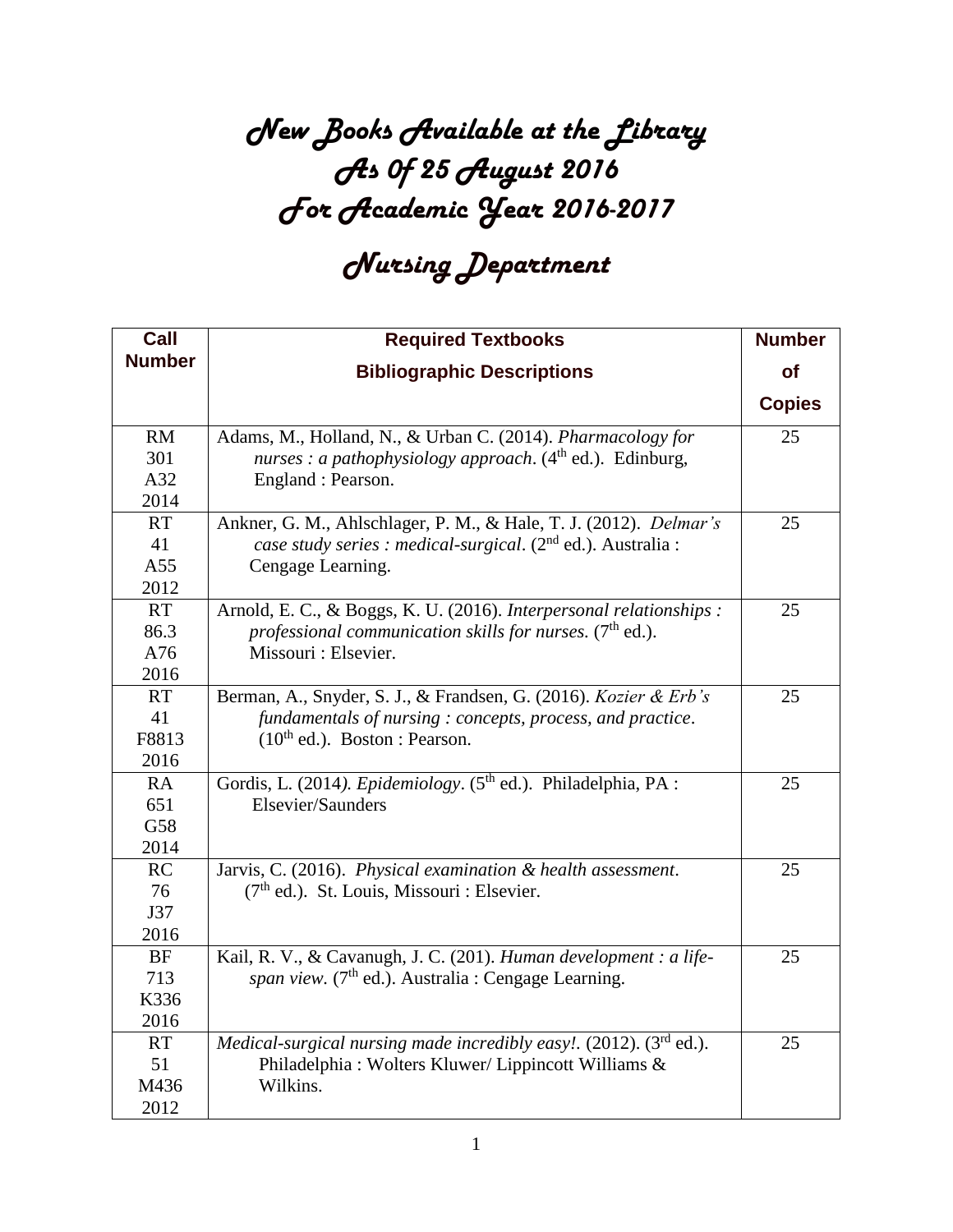# New Books Available at the Library As Of 25 August 2016 For Academic Year 2016-2017

# Nursing Department

| Call Number | Required Textbooks Bibliographic Descriptions | Number of Copies |
|---|---|---|
| RM 301 A32 2014 | Adams, M., Holland, N., & Urban C. (2014). *Pharmacology for nurses : a pathophysiology approach*. (4th ed.). Edinburg, England : Pearson. | 25 |
| RT 41 A55 2012 | Ankner, G. M., Ahlschlager, P. M., & Hale, T. J. (2012). *Delmar's case study series : medical-surgical*. (2nd ed.). Australia : Cengage Learning. | 25 |
| RT 86.3 A76 2016 | Arnold, E. C., & Boggs, K. U. (2016). *Interpersonal relationships : professional communication skills for nurses.* (7th ed.). Missouri : Elsevier. | 25 |
| RT 41 F8813 2016 | Berman, A., Snyder, S. J., & Frandsen, G. (2016). *Kozier & Erb's fundamentals of nursing : concepts, process, and practice*. (10th ed.). Boston : Pearson. | 25 |
| RA 651 G58 2014 | Gordis, L. (2014). *Epidemiology*. (5th ed.). Philadelphia, PA : Elsevier/Saunders | 25 |
| RC 76 J37 2016 | Jarvis, C. (2016). *Physical examination & health assessment*. (7th ed.). St. Louis, Missouri : Elsevier. | 25 |
| BF 713 K336 2016 | Kail, R. V., & Cavanugh, J. C. (201). *Human development : a life-span view*. (7th ed.). Australia : Cengage Learning. | 25 |
| RT 51 M436 2012 | *Medical-surgical nursing made incredibly easy!*. (2012). (3rd ed.). Philadelphia : Wolters Kluwer/ Lippincott Williams & Wilkins. | 25 |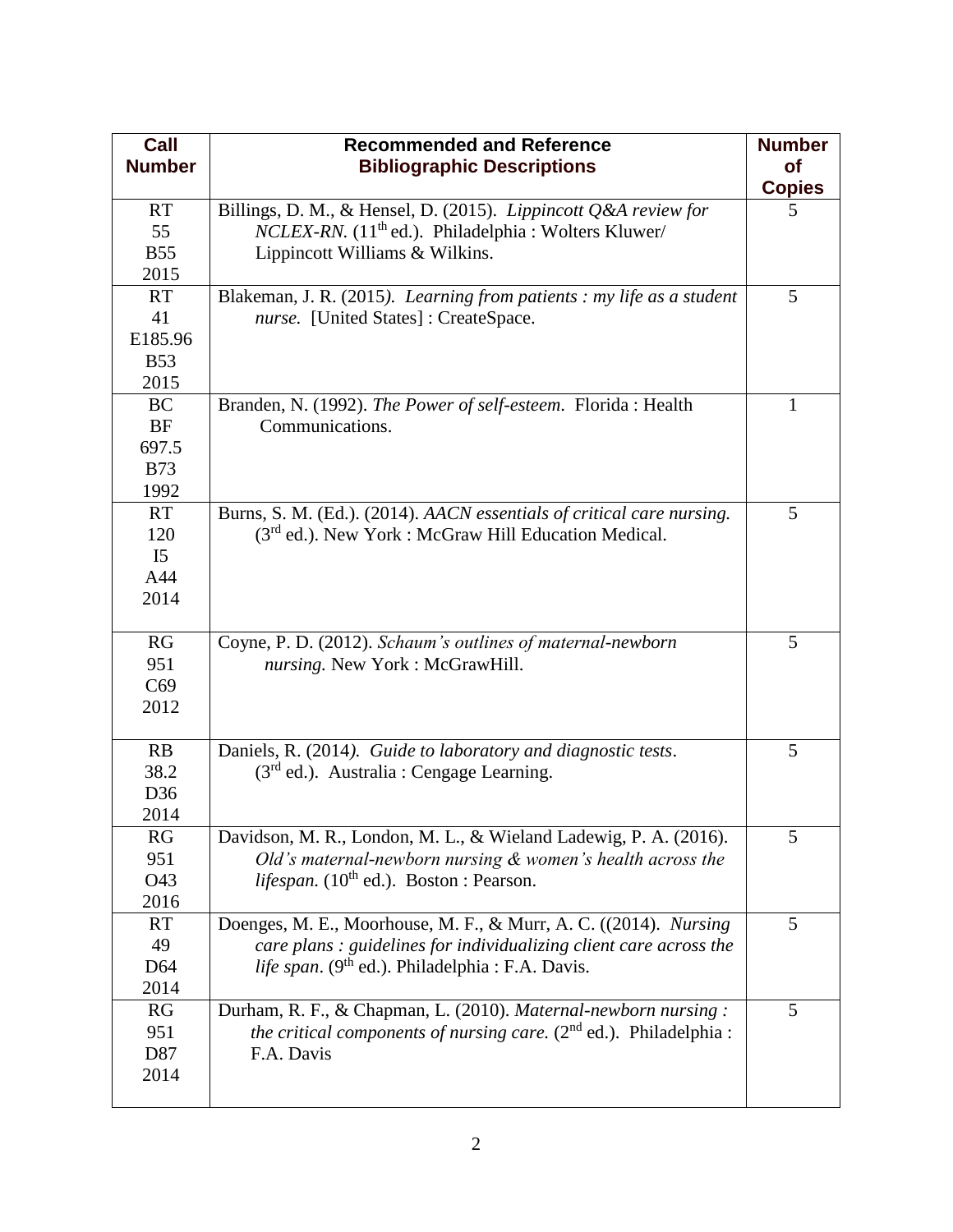| Call Number | Recommended and Reference Bibliographic Descriptions | Number of Copies |
|---|---|---|
| RT 55 B55 2015 | Billings, D. M., & Hensel, D. (2015). *Lippincott Q&A review for NCLEX-RN.* (11th ed.). Philadelphia : Wolters Kluwer/ Lippincott Williams & Wilkins. | 5 |
| RT 41 E185.96 B53 2015 | Blakeman, J. R. (2015). *Learning from patients : my life as a student nurse.* [United States] : CreateSpace. | 5 |
| BC BF 697.5 B73 1992 | Branden, N. (1992). *The Power of self-esteem*. Florida : Health Communications. | 1 |
| RT 120 I5 A44 2014 | Burns, S. M. (Ed.). (2014). *AACN essentials of critical care nursing.* (3rd ed.). New York : McGraw Hill Education Medical. | 5 |
| RG 951 C69 2012 | Coyne, P. D. (2012). *Schaum's outlines of maternal-newborn nursing.* New York : McGrawHill. | 5 |
| RB 38.2 D36 2014 | Daniels, R. (2014). *Guide to laboratory and diagnostic tests*. (3rd ed.). Australia : Cengage Learning. | 5 |
| RG 951 O43 2016 | Davidson, M. R., London, M. L., & Wieland Ladewig, P. A. (2016). *Old's maternal-newborn nursing & women's health across the lifespan.* (10th ed.). Boston : Pearson. | 5 |
| RT 49 D64 2014 | Doenges, M. E., Moorhouse, M. F., & Murr, A. C. ((2014). *Nursing care plans : guidelines for individualizing client care across the life span*. (9th ed.). Philadelphia : F.A. Davis. | 5 |
| RG 951 D87 2014 | Durham, R. F., & Chapman, L. (2010). *Maternal-newborn nursing : the critical components of nursing care.* (2nd ed.). Philadelphia : F.A. Davis | 5 |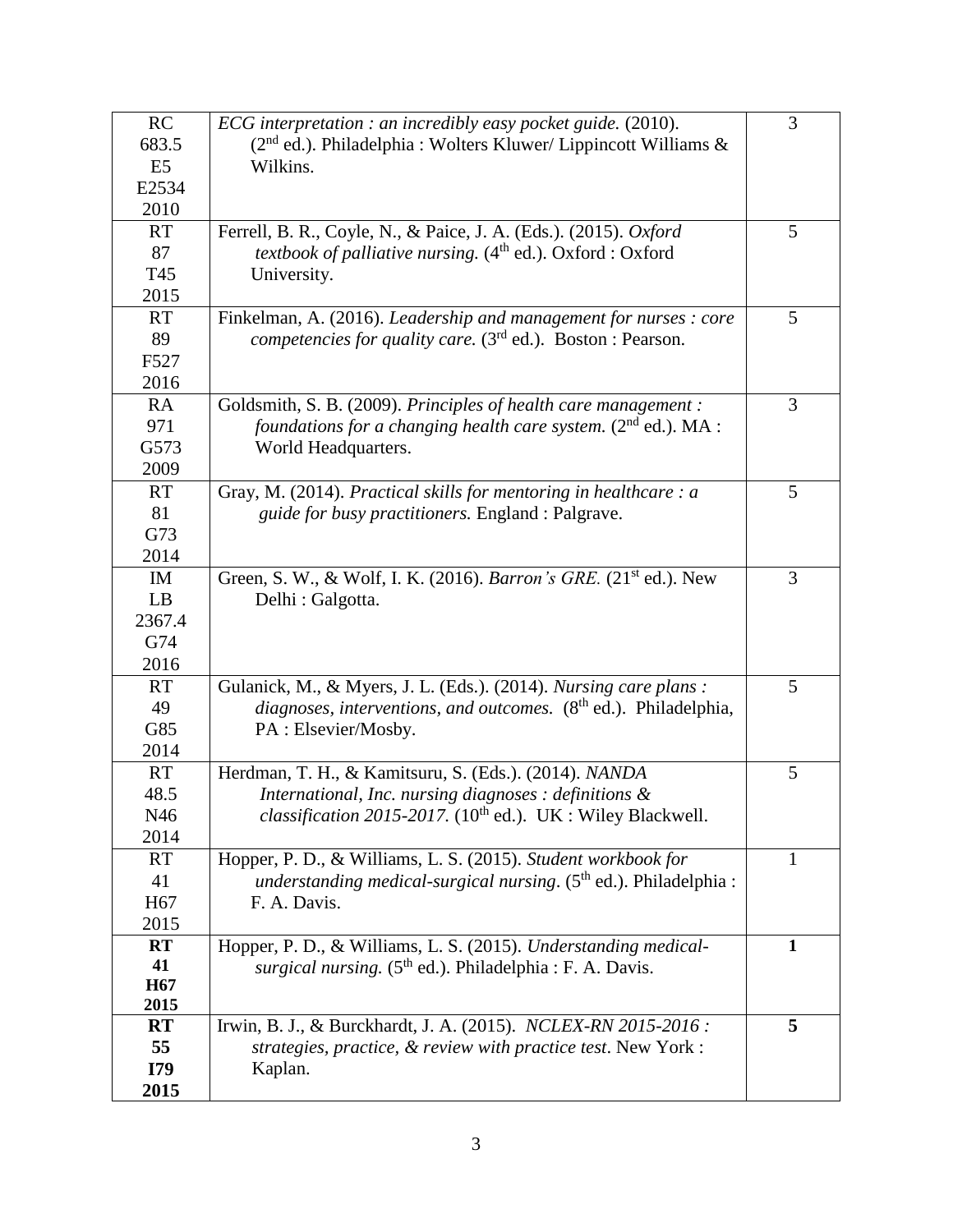| | | |
|---|---|---|
| RC 683.5 E5 E2534 2010 | *ECG interpretation : an incredibly easy pocket guide.* (2010). (2nd ed.). Philadelphia : Wolters Kluwer/ Lippincott Williams & Wilkins. | 3 |
| RT 87 T45 2015 | Ferrell, B. R., Coyle, N., & Paice, J. A. (Eds.). (2015). *Oxford textbook of palliative nursing.* (4th ed.). Oxford : Oxford University. | 5 |
| RT 89 F527 2016 | Finkelman, A. (2016). *Leadership and management for nurses : core competencies for quality care.* (3rd ed.). Boston : Pearson. | 5 |
| RA 971 G573 2009 | Goldsmith, S. B. (2009). *Principles of health care management : foundations for a changing health care system.* (2nd ed.). MA : World Headquarters. | 3 |
| RT 81 G73 2014 | Gray, M. (2014). *Practical skills for mentoring in healthcare : a guide for busy practitioners.* England : Palgrave. | 5 |
| IM LB 2367.4 G74 2016 | Green, S. W., & Wolf, I. K. (2016). *Barron's GRE.* (21st ed.). New Delhi : Galgotta. | 3 |
| RT 49 G85 2014 | Gulanick, M., & Myers, J. L. (Eds.). (2014). *Nursing care plans : diagnoses, interventions, and outcomes.* (8th ed.). Philadelphia, PA : Elsevier/Mosby. | 5 |
| RT 48.5 N46 2014 | Herdman, T. H., & Kamitsuru, S. (Eds.). (2014). *NANDA International, Inc. nursing diagnoses : definitions & classification 2015-2017.* (10th ed.). UK : Wiley Blackwell. | 5 |
| RT 41 H67 2015 | Hopper, P. D., & Williams, L. S. (2015). *Student workbook for understanding medical-surgical nursing*. (5th ed.). Philadelphia : F. A. Davis. | 1 |
| **RT 41 H67 2015** | Hopper, P. D., & Williams, L. S. (2015). *Understanding medical-surgical nursing.* (5th ed.). Philadelphia : F. A. Davis. | **1** |
| **RT 55 I79 2015** | Irwin, B. J., & Burckhardt, J. A. (2015). *NCLEX-RN 2015-2016 : strategies, practice, & review with practice test*. New York : Kaplan. | **5** |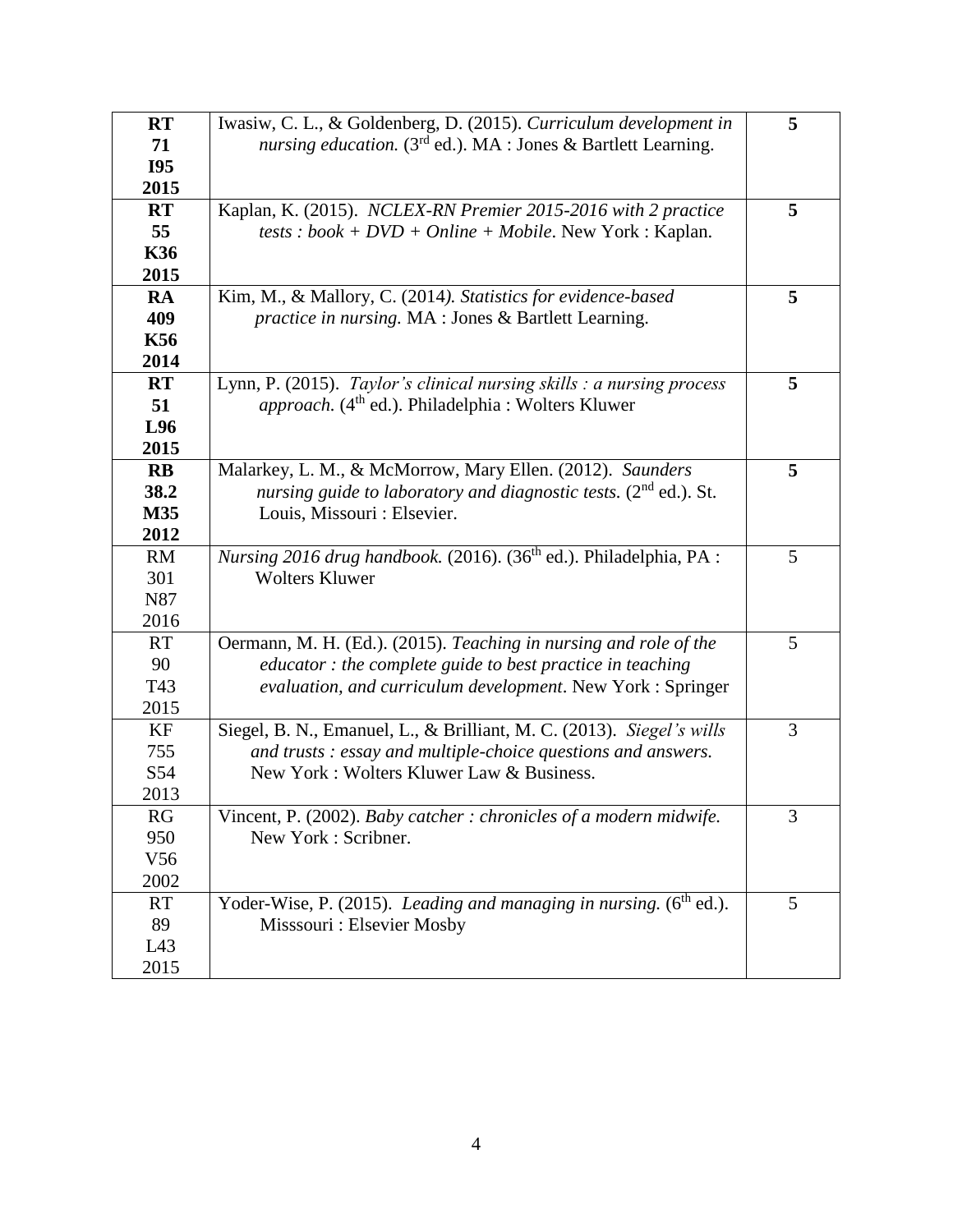| | | |
|---|---|---|
| **RT 71 I95 2015** | Iwasiw, C. L., & Goldenberg, D. (2015). *Curriculum development in nursing education.* (3rd ed.). MA : Jones & Bartlett Learning. | **5** |
| **RT 55 K36 2015** | Kaplan, K. (2015). *NCLEX-RN Premier 2015-2016 with 2 practice tests : book + DVD + Online + Mobile*. New York : Kaplan. | **5** |
| **RA 409 K56 2014** | Kim, M., & Mallory, C. (2014*). Statistics for evidence-based practice in nursing.* MA : Jones & Bartlett Learning. | **5** |
| **RT 51 L96 2015** | Lynn, P. (2015). *Taylor's clinical nursing skills : a nursing process approach.* (4th ed.). Philadelphia : Wolters Kluwer | **5** |
| **RB 38.2 M35 2012** | Malarkey, L. M., & McMorrow, Mary Ellen. (2012). *Saunders nursing guide to laboratory and diagnostic tests.* (2nd ed.). St. Louis, Missouri : Elsevier. | **5** |
| RM 301 N87 2016 | *Nursing 2016 drug handbook.* (2016). (36th ed.). Philadelphia, PA : Wolters Kluwer | 5 |
| RT 90 T43 2015 | Oermann, M. H. (Ed.). (2015). *Teaching in nursing and role of the educator : the complete guide to best practice in teaching evaluation, and curriculum development*. New York : Springer | 5 |
| KF 755 S54 2013 | Siegel, B. N., Emanuel, L., & Brilliant, M. C. (2013). *Siegel's wills and trusts : essay and multiple-choice questions and answers.* New York : Wolters Kluwer Law & Business. | 3 |
| RG 950 V56 2002 | Vincent, P. (2002). *Baby catcher : chronicles of a modern midwife.* New York : Scribner. | 3 |
| RT 89 L43 2015 | Yoder-Wise, P. (2015). *Leading and managing in nursing.* (6th ed.). Misssouri : Elsevier Mosby | 5 |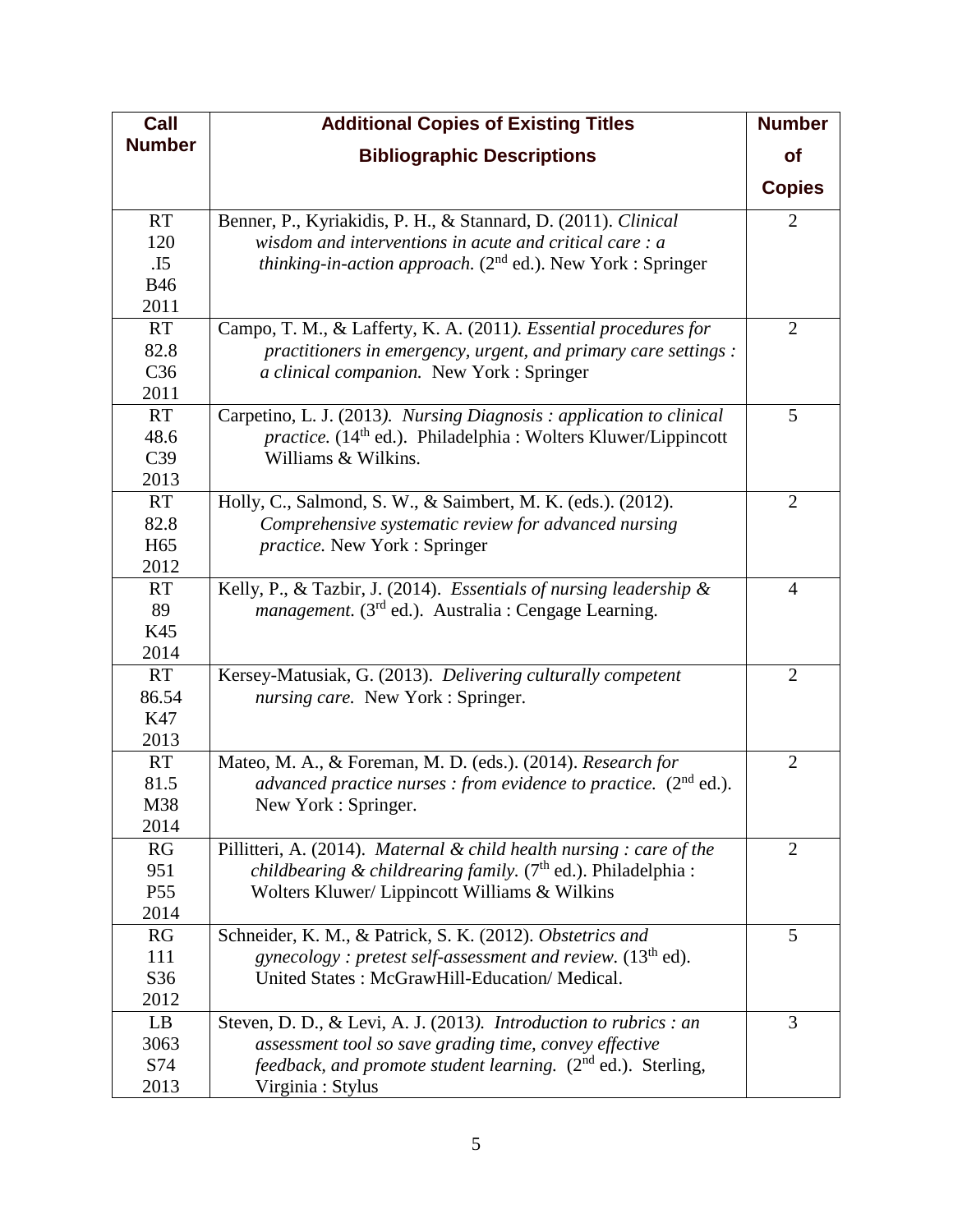| Call Number | Additional Copies of Existing Titles<br>Bibliographic Descriptions | Number of Copies |
|---|---|---|
| RT 120 .I5 B46 2011 | Benner, P., Kyriakidis, P. H., & Stannard, D. (2011). *Clinical wisdom and interventions in acute and critical care : a thinking-in-action approach.* (2nd ed.). New York : Springer | 2 |
| RT 82.8 C36 2011 | Campo, T. M., & Lafferty, K. A. (2011*). Essential procedures for practitioners in emergency, urgent, and primary care settings : a clinical companion.* New York : Springer | 2 |
| RT 48.6 C39 2013 | Carpetino, L. J. (2013*). Nursing Diagnosis : application to clinical practice.* (14th ed.). Philadelphia : Wolters Kluwer/Lippincott Williams & Wilkins. | 5 |
| RT 82.8 H65 2012 | Holly, C., Salmond, S. W., & Saimbert, M. K. (eds.). (2012). *Comprehensive systematic review for advanced nursing practice.* New York : Springer | 2 |
| RT 89 K45 2014 | Kelly, P., & Tazbir, J. (2014). *Essentials of nursing leadership & management.* (3rd ed.). Australia : Cengage Learning. | 4 |
| RT 86.54 K47 2013 | Kersey-Matusiak, G. (2013). *Delivering culturally competent nursing care.* New York : Springer. | 2 |
| RT 81.5 M38 2014 | Mateo, M. A., & Foreman, M. D. (eds.). (2014). *Research for advanced practice nurses : from evidence to practice.* (2nd ed.). New York : Springer. | 2 |
| RG 951 P55 2014 | Pillitteri, A. (2014). *Maternal & child health nursing : care of the childbearing & childrearing family.* (7th ed.). Philadelphia : Wolters Kluwer/ Lippincott Williams & Wilkins | 2 |
| RG 111 S36 2012 | Schneider, K. M., & Patrick, S. K. (2012). *Obstetrics and gynecology : pretest self-assessment and review.* (13th ed). United States : McGrawHill-Education/ Medical. | 5 |
| LB 3063 S74 2013 | Steven, D. D., & Levi, A. J. (2013*). Introduction to rubrics : an assessment tool so save grading time, convey effective feedback, and promote student learning.* (2nd ed.). Sterling, Virginia : Stylus | 3 |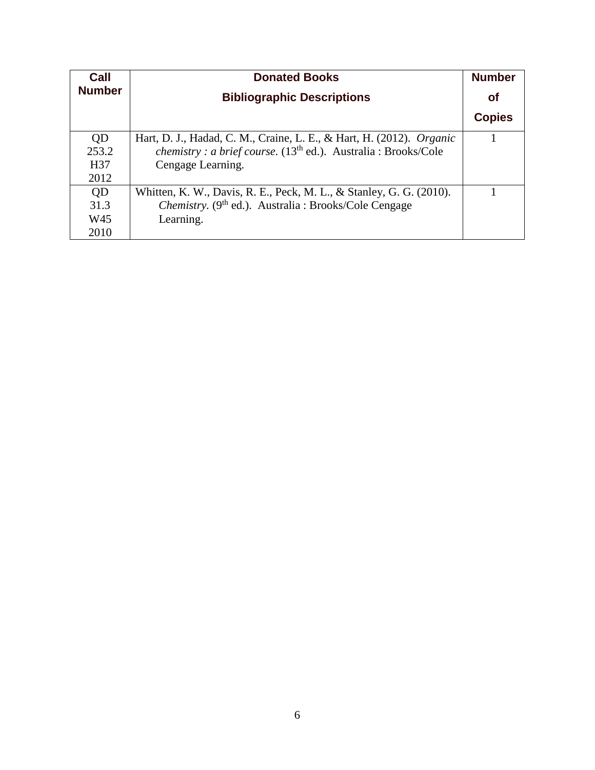| Call Number | Donated Books Bibliographic Descriptions | Number of Copies |
|---|---|---|
| QD 253.2 H37 2012 | Hart, D. J., Hadad, C. M., Craine, L. E., & Hart, H. (2012). *Organic chemistry : a brief course.* (13th ed.). Australia : Brooks/Cole Cengage Learning. | 1 |
| QD 31.3 W45 2010 | Whitten, K. W., Davis, R. E., Peck, M. L., & Stanley, G. G. (2010). *Chemistry.* (9th ed.). Australia : Brooks/Cole Cengage Learning. | 1 |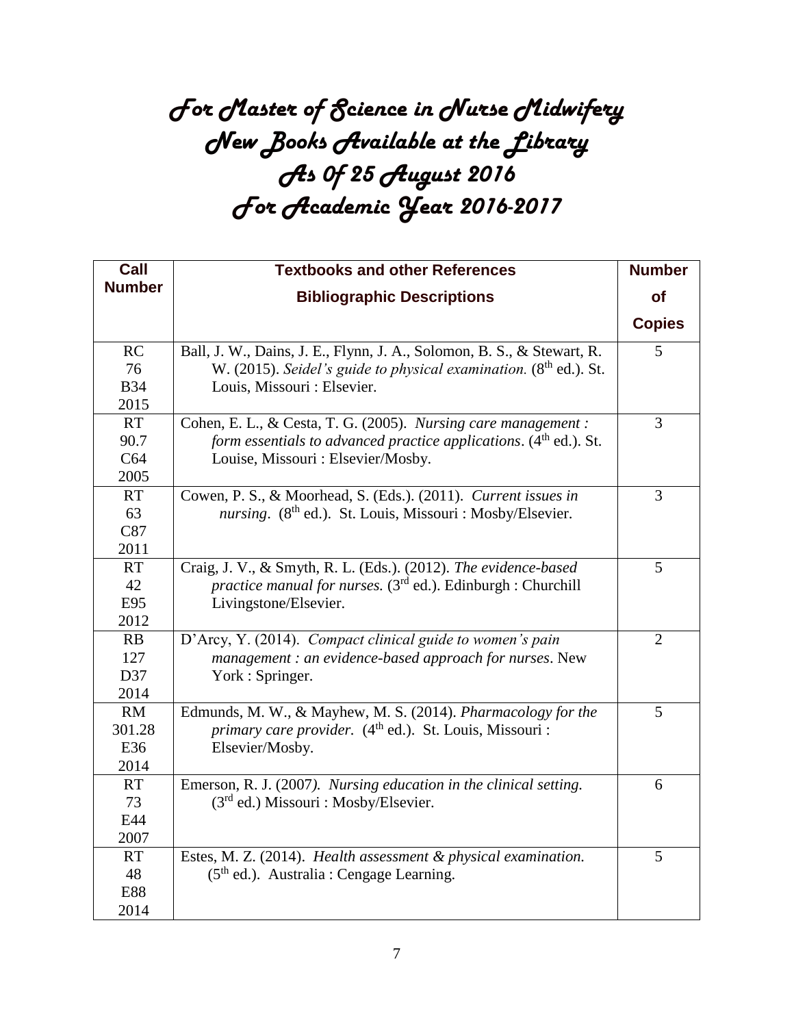# For Master of Science in Nurse Midwifery
# New Books Available at the Library
# As 0f 25 August 2016
# For Academic Year 2016-2017

| Call Number | Textbooks and other References<br>Bibliographic Descriptions | Number of Copies |
|---|---|---|
| RC 76 B34 2015 | Ball, J. W., Dains, J. E., Flynn, J. A., Solomon, B. S., & Stewart, R. W. (2015). *Seidel's guide to physical examination.* (8th ed.). St. Louis, Missouri : Elsevier. | 5 |
| RT 90.7 C64 2005 | Cohen, E. L., & Cesta, T. G. (2005). *Nursing care management : form essentials to advanced practice applications*. (4th ed.). St. Louise, Missouri : Elsevier/Mosby. | 3 |
| RT 63 C87 2011 | Cowen, P. S., & Moorhead, S. (Eds.). (2011). *Current issues in nursing*. (8th ed.). St. Louis, Missouri : Mosby/Elsevier. | 3 |
| RT 42 E95 2012 | Craig, J. V., & Smyth, R. L. (Eds.). (2012). *The evidence-based practice manual for nurses.* (3rd ed.). Edinburgh : Churchill Livingstone/Elsevier. | 5 |
| RB 127 D37 2014 | D'Arcy, Y. (2014). *Compact clinical guide to women's pain management : an evidence-based approach for nurses*. New York : Springer. | 2 |
| RM 301.28 E36 2014 | Edmunds, M. W., & Mayhew, M. S. (2014). *Pharmacology for the primary care provider.* (4th ed.). St. Louis, Missouri : Elsevier/Mosby. | 5 |
| RT 73 E44 2007 | Emerson, R. J. (2007). *Nursing education in the clinical setting.* (3rd ed.) Missouri : Mosby/Elsevier. | 6 |
| RT 48 E88 2014 | Estes, M. Z. (2014). *Health assessment & physical examination.* (5th ed.). Australia : Cengage Learning. | 5 |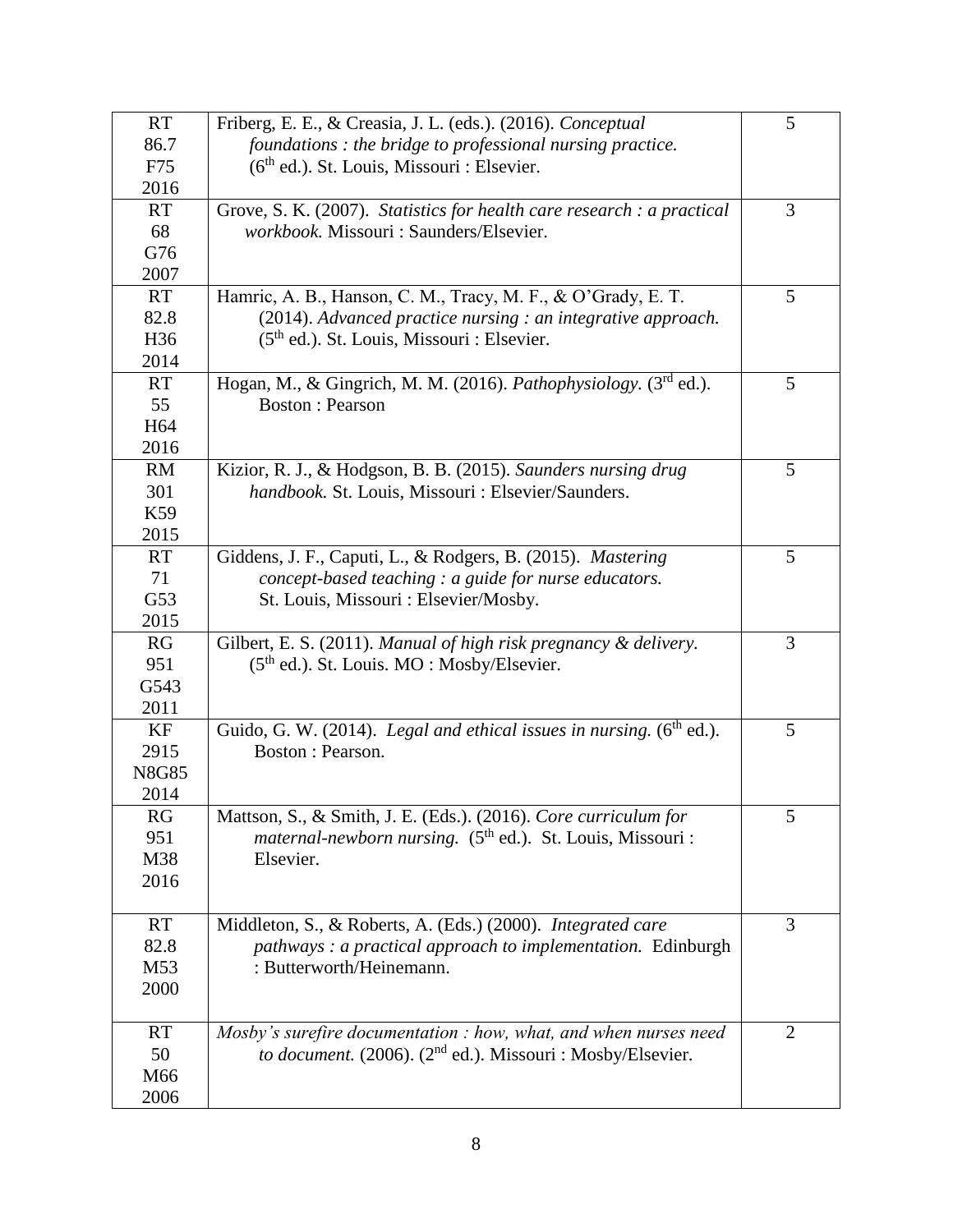| | | |
|---|---|---|
| RT 86.7 F75 2016 | Friberg, E. E., & Creasia, J. L. (eds.). (2016). *Conceptual foundations : the bridge to professional nursing practice.* (6th ed.). St. Louis, Missouri : Elsevier. | 5 |
| RT 68 G76 2007 | Grove, S. K. (2007). *Statistics for health care research : a practical workbook.* Missouri : Saunders/Elsevier. | 3 |
| RT 82.8 H36 2014 | Hamric, A. B., Hanson, C. M., Tracy, M. F., & O'Grady, E. T. (2014). *Advanced practice nursing : an integrative approach.* (5th ed.). St. Louis, Missouri : Elsevier. | 5 |
| RT 55 H64 2016 | Hogan, M., & Gingrich, M. M. (2016). *Pathophysiology.* (3rd ed.). Boston : Pearson | 5 |
| RM 301 K59 2015 | Kizior, R. J., & Hodgson, B. B. (2015). *Saunders nursing drug handbook.* St. Louis, Missouri : Elsevier/Saunders. | 5 |
| RT 71 G53 2015 | Giddens, J. F., Caputi, L., & Rodgers, B. (2015). *Mastering concept-based teaching : a guide for nurse educators.* St. Louis, Missouri : Elsevier/Mosby. | 5 |
| RG 951 G543 2011 | Gilbert, E. S. (2011). *Manual of high risk pregnancy & delivery.* (5th ed.). St. Louis. MO : Mosby/Elsevier. | 3 |
| KF 2915 N8G85 2014 | Guido, G. W. (2014). *Legal and ethical issues in nursing.* (6th ed.). Boston : Pearson. | 5 |
| RG 951 M38 2016 | Mattson, S., & Smith, J. E. (Eds.). (2016). *Core curriculum for maternal-newborn nursing.* (5th ed.). St. Louis, Missouri : Elsevier. | 5 |
| RT 82.8 M53 2000 | Middleton, S., & Roberts, A. (Eds.) (2000). *Integrated care pathways : a practical approach to implementation.* Edinburgh : Butterworth/Heinemann. | 3 |
| RT 50 M66 2006 | *Mosby's surefire documentation : how, what, and when nurses need to document.* (2006). (2nd ed.). Missouri : Mosby/Elsevier. | 2 |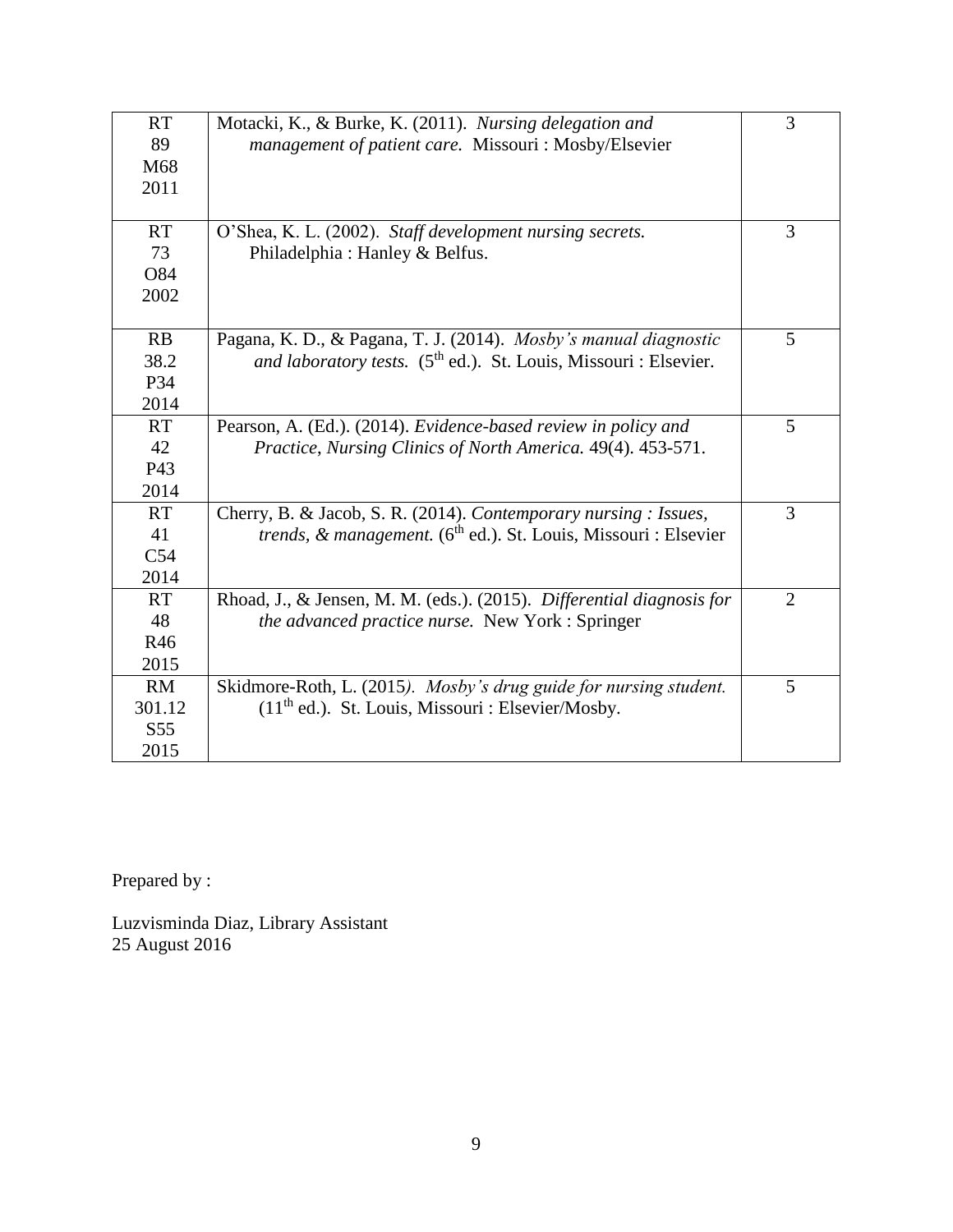| | | |
|---|---|---|
| RT 89 M68 2011 | Motacki, K., & Burke, K. (2011). *Nursing delegation and management of patient care.* Missouri : Mosby/Elsevier | 3 |
| RT 73 O84 2002 | O'Shea, K. L. (2002). *Staff development nursing secrets.* Philadelphia : Hanley & Belfus. | 3 |
| RB 38.2 P34 2014 | Pagana, K. D., & Pagana, T. J. (2014). *Mosby's manual diagnostic and laboratory tests.* (5th ed.). St. Louis, Missouri : Elsevier. | 5 |
| RT 42 P43 2014 | Pearson, A. (Ed.). (2014). *Evidence-based review in policy and Practice, Nursing Clinics of North America.* 49(4). 453-571. | 5 |
| RT 41 C54 2014 | Cherry, B. & Jacob, S. R. (2014). *Contemporary nursing : Issues, trends, & management.* (6th ed.). St. Louis, Missouri : Elsevier | 3 |
| RT 48 R46 2015 | Rhoad, J., & Jensen, M. M. (eds.). (2015). *Differential diagnosis for the advanced practice nurse.* New York : Springer | 2 |
| RM 301.12 S55 2015 | Skidmore-Roth, L. (2015). *Mosby's drug guide for nursing student.* (11th ed.). St. Louis, Missouri : Elsevier/Mosby. | 5 |

Prepared by :

Luzvisminda Diaz, Library Assistant
25 August 2016